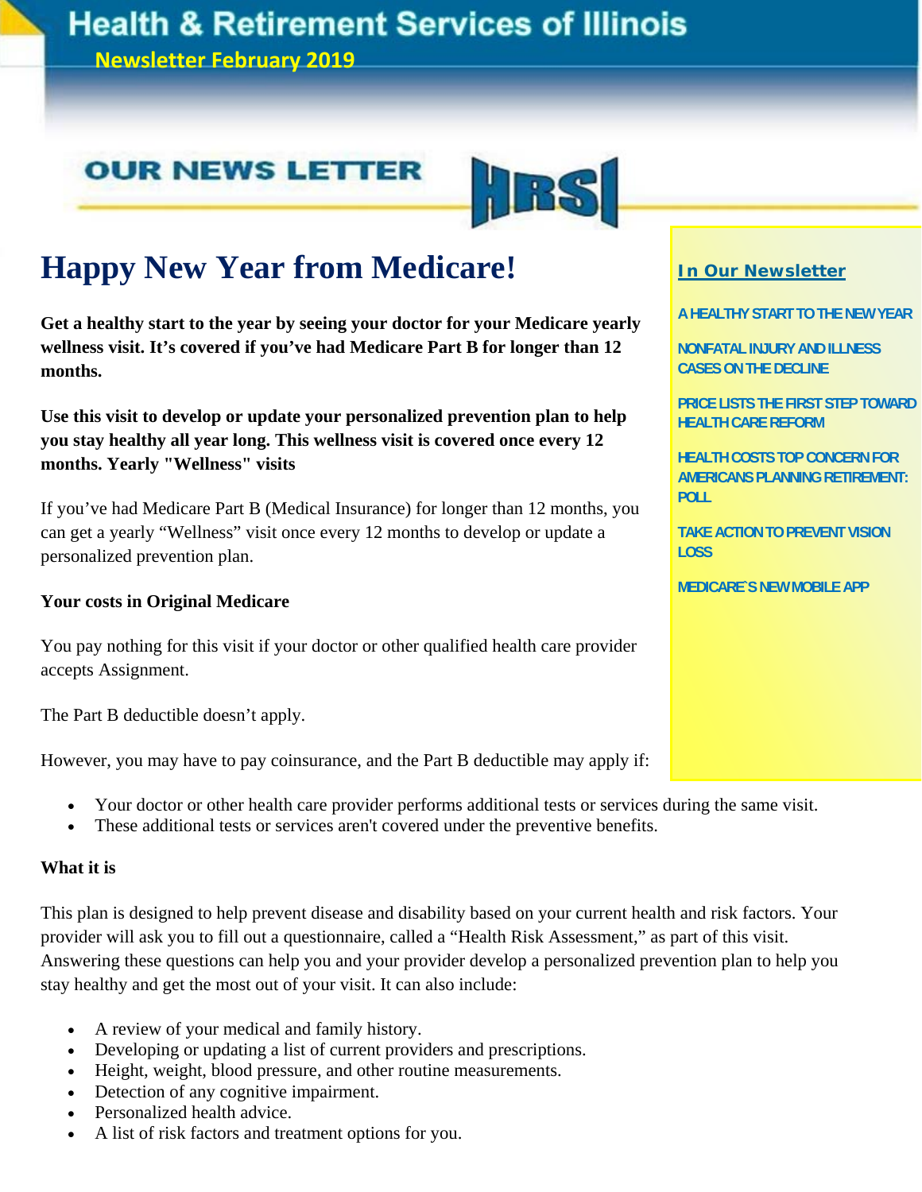# Health & Retirement Services of Illinois

**Newsletter February 2019**

**OUR NEWS LETTER** HRSI

**In Our Newsletter**

- A HEALTHY START TO THE NEW YEAR
- NONFATAL INJURY AND ILLNESS CASES ON THE DECLINE
- PRICE LISTS THE FIRST STEP TOWARD HEALTH CARE REFORM
- HEALTH COSTS TOP CONCERN FOR AMERICANS PLANNING RETIREMENT: POLL
- TAKE ACTION TO PREVENT VISION LOSS
- MEDICARE`S NEW MOBILE APP

## Happy New Year from Medicare!

**Get a healthy start to the year by seeing your doctor for your Medicare yearly wellness visit. It's covered if you've had Medicare Part B for longer than 12 months.**

**Use this visit to develop or update your personalized prevention plan to help you stay healthy all year long. This wellness visit is covered once every 12 months. Yearly "Wellness" visits**

If you've had Medicare Part B (Medical Insurance) for longer than 12 months, you can get a yearly "Wellness" visit once every 12 months to develop or update a personalized prevention plan.

**Your costs in Original Medicare**

You pay nothing for this visit if your doctor or other qualified health care provider accepts Assignment.

The Part B deductible doesn't apply.

However, you may have to pay coinsurance, and the Part B deductible may apply if:

- Your doctor or other health care provider performs additional tests or services during the same visit.
- These additional tests or services aren't covered under the preventive benefits.

**What it is**

This plan is designed to help prevent disease and disability based on your current health and risk factors. Your provider will ask you to fill out a questionnaire, called a "Health Risk Assessment," as part of this visit. Answering these questions can help you and your provider develop a personalized prevention plan to help you stay healthy and get the most out of your visit. It can also include:

- A review of your medical and family history.
- Developing or updating a list of current providers and prescriptions.
- Height, weight, blood pressure, and other routine measurements.
- Detection of any cognitive impairment.
- Personalized health advice.
- A list of risk factors and treatment options for you.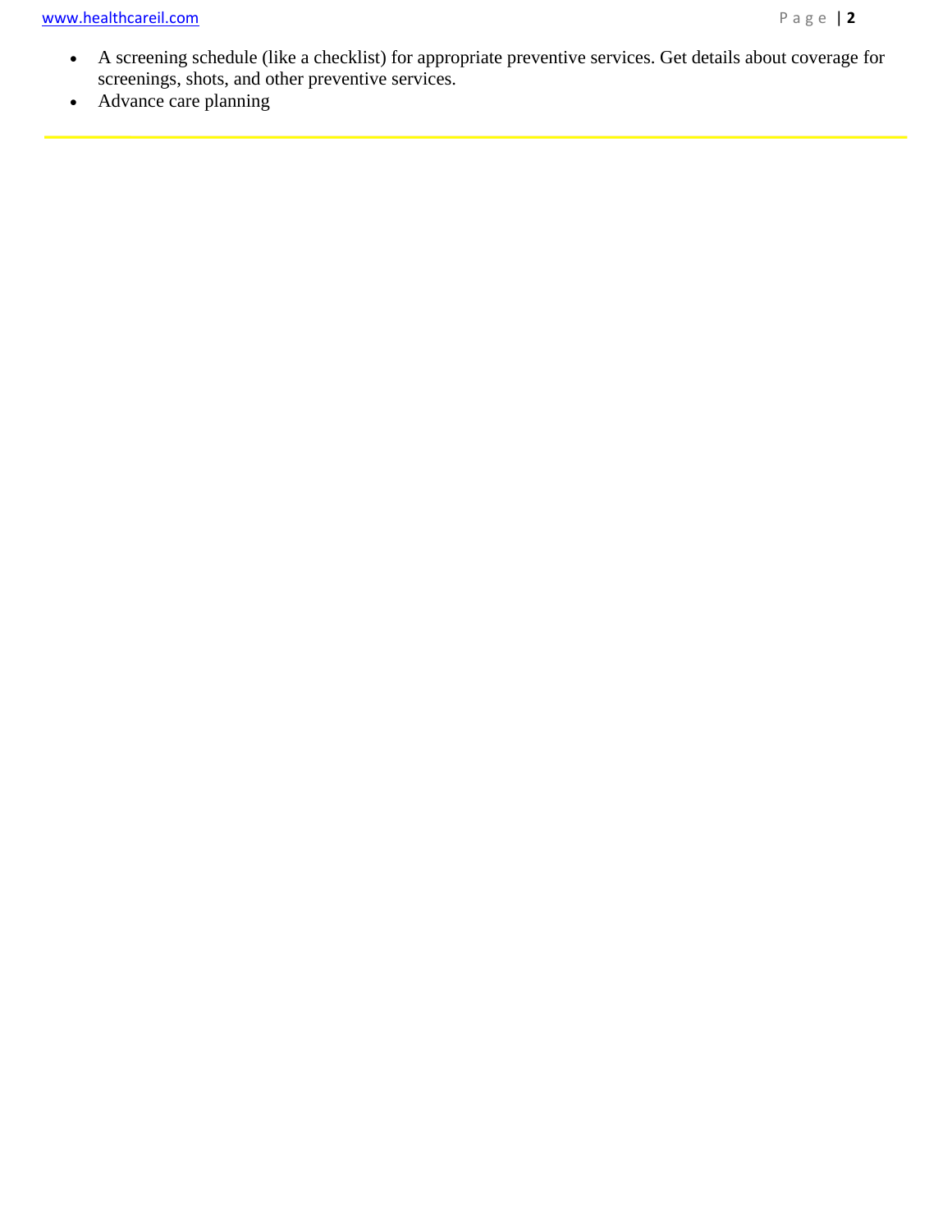- A screening schedule (like a checklist) for appropriate preventive services. Get details about coverage for screenings, shots, and other preventive services.
- Advance care planning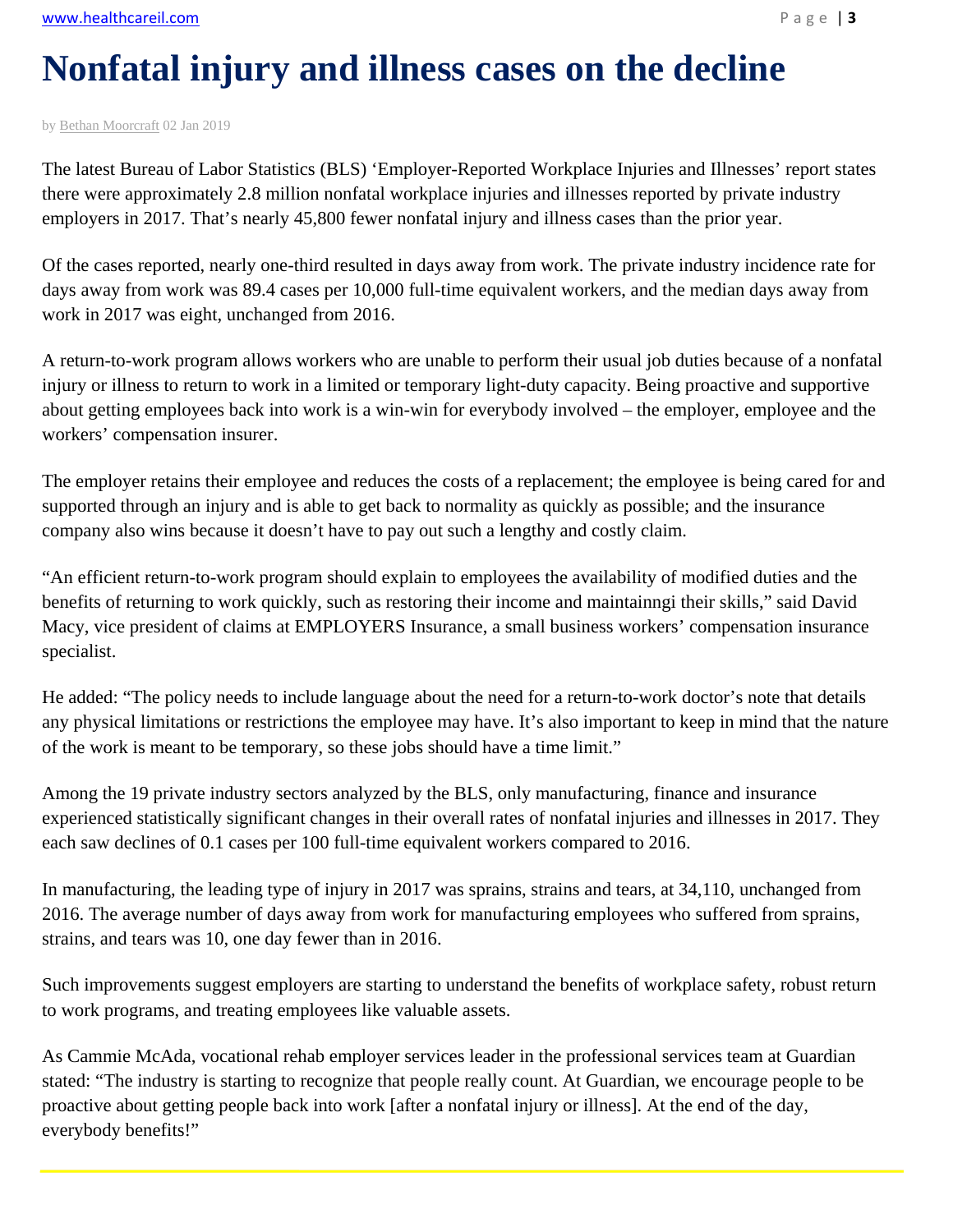# Nonfatal injury and illness cases on the decline

by Bethan Moorcraft 02 Jan 2019

The latest Bureau of Labor Statistics (BLS) 'Employer-Reported Workplace Injuries and Illnesses' report states there were approximately 2.8 million nonfatal workplace injuries and illnesses reported by private industry employers in 2017. That's nearly 45,800 fewer nonfatal injury and illness cases than the prior year.

Of the cases reported, nearly one-third resulted in days away from work. The private industry incidence rate for days away from work was 89.4 cases per 10,000 full-time equivalent workers, and the median days away from work in 2017 was eight, unchanged from 2016.

A return-to-work program allows workers who are unable to perform their usual job duties because of a nonfatal injury or illness to return to work in a limited or temporary light-duty capacity. Being proactive and supportive about getting employees back into work is a win-win for everybody involved – the employer, employee and the workers' compensation insurer.

The employer retains their employee and reduces the costs of a replacement; the employee is being cared for and supported through an injury and is able to get back to normality as quickly as possible; and the insurance company also wins because it doesn't have to pay out such a lengthy and costly claim.

"An efficient return-to-work program should explain to employees the availability of modified duties and the benefits of returning to work quickly, such as restoring their income and maintainngi their skills," said David Macy, vice president of claims at EMPLOYERS Insurance, a small business workers' compensation insurance specialist.

He added: "The policy needs to include language about the need for a return-to-work doctor's note that details any physical limitations or restrictions the employee may have. It's also important to keep in mind that the nature of the work is meant to be temporary, so these jobs should have a time limit."

Among the 19 private industry sectors analyzed by the BLS, only manufacturing, finance and insurance experienced statistically significant changes in their overall rates of nonfatal injuries and illnesses in 2017. They each saw declines of 0.1 cases per 100 full-time equivalent workers compared to 2016.

In manufacturing, the leading type of injury in 2017 was sprains, strains and tears, at 34,110, unchanged from 2016. The average number of days away from work for manufacturing employees who suffered from sprains, strains, and tears was 10, one day fewer than in 2016.

Such improvements suggest employers are starting to understand the benefits of workplace safety, robust return to work programs, and treating employees like valuable assets.

As Cammie McAda, vocational rehab employer services leader in the professional services team at Guardian stated: "The industry is starting to recognize that people really count. At Guardian, we encourage people to be proactive about getting people back into work [after a nonfatal injury or illness]. At the end of the day, everybody benefits!"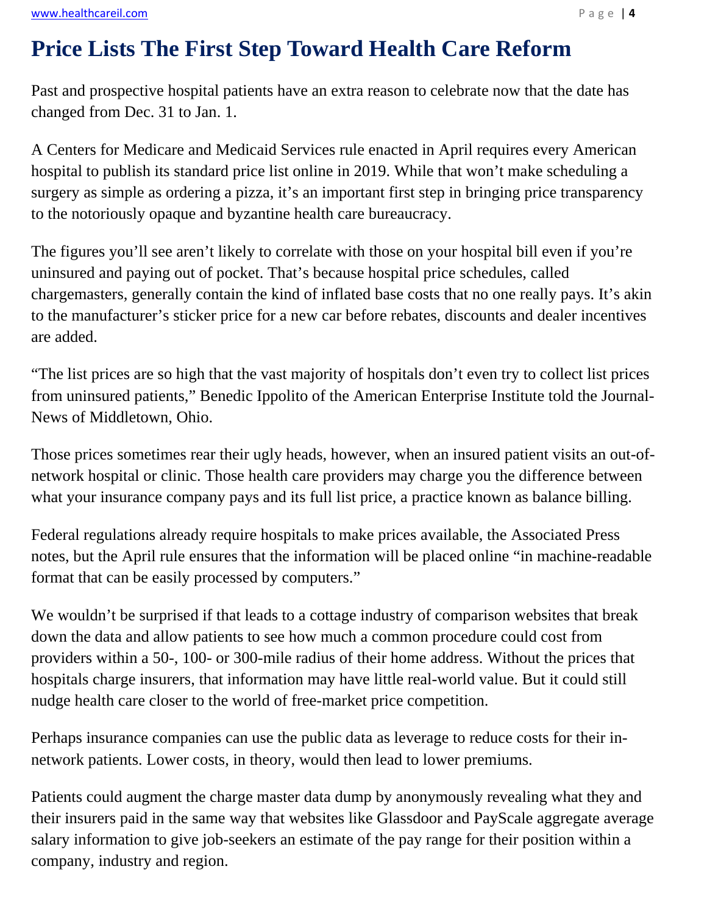# Price Lists The First Step Toward Health Care Reform

Past and prospective hospital patients have an extra reason to celebrate now that the date has changed from Dec. 31 to Jan. 1.

A Centers for Medicare and Medicaid Services rule enacted in April requires every American hospital to publish its standard price list online in 2019. While that won't make scheduling a surgery as simple as ordering a pizza, it's an important first step in bringing price transparency to the notoriously opaque and byzantine health care bureaucracy.

The figures you'll see aren't likely to correlate with those on your hospital bill even if you're uninsured and paying out of pocket. That's because hospital price schedules, called chargemasters, generally contain the kind of inflated base costs that no one really pays. It's akin to the manufacturer's sticker price for a new car before rebates, discounts and dealer incentives are added.

"The list prices are so high that the vast majority of hospitals don't even try to collect list prices from uninsured patients," Benedic Ippolito of the American Enterprise Institute told the Journal-News of Middletown, Ohio.

Those prices sometimes rear their ugly heads, however, when an insured patient visits an out-of-network hospital or clinic. Those health care providers may charge you the difference between what your insurance company pays and its full list price, a practice known as balance billing.

Federal regulations already require hospitals to make prices available, the Associated Press notes, but the April rule ensures that the information will be placed online "in machine-readable format that can be easily processed by computers."

We wouldn't be surprised if that leads to a cottage industry of comparison websites that break down the data and allow patients to see how much a common procedure could cost from providers within a 50-, 100- or 300-mile radius of their home address. Without the prices that hospitals charge insurers, that information may have little real-world value. But it could still nudge health care closer to the world of free-market price competition.

Perhaps insurance companies can use the public data as leverage to reduce costs for their in-network patients. Lower costs, in theory, would then lead to lower premiums.

Patients could augment the charge master data dump by anonymously revealing what they and their insurers paid in the same way that websites like Glassdoor and PayScale aggregate average salary information to give job-seekers an estimate of the pay range for their position within a company, industry and region.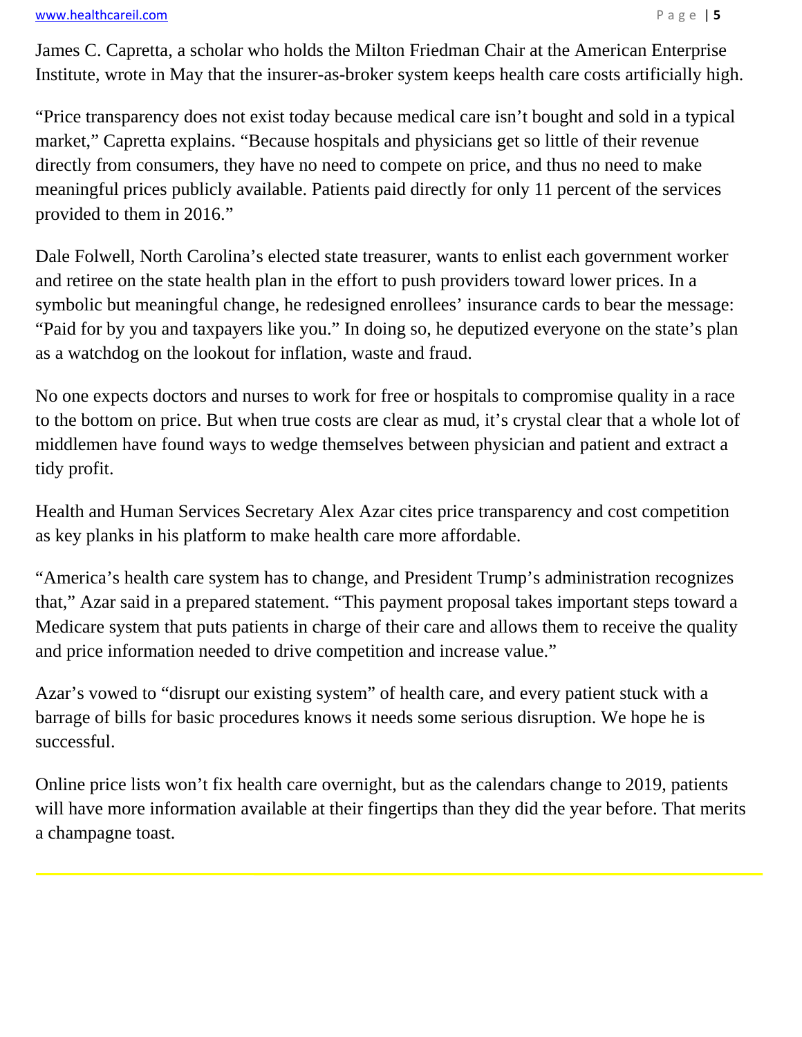James C. Capretta, a scholar who holds the Milton Friedman Chair at the American Enterprise Institute, wrote in May that the insurer-as-broker system keeps health care costs artificially high.

"Price transparency does not exist today because medical care isn't bought and sold in a typical market," Capretta explains. "Because hospitals and physicians get so little of their revenue directly from consumers, they have no need to compete on price, and thus no need to make meaningful prices publicly available. Patients paid directly for only 11 percent of the services provided to them in 2016."

Dale Folwell, North Carolina's elected state treasurer, wants to enlist each government worker and retiree on the state health plan in the effort to push providers toward lower prices. In a symbolic but meaningful change, he redesigned enrollees' insurance cards to bear the message: "Paid for by you and taxpayers like you." In doing so, he deputized everyone on the state's plan as a watchdog on the lookout for inflation, waste and fraud.

No one expects doctors and nurses to work for free or hospitals to compromise quality in a race to the bottom on price. But when true costs are clear as mud, it's crystal clear that a whole lot of middlemen have found ways to wedge themselves between physician and patient and extract a tidy profit.

Health and Human Services Secretary Alex Azar cites price transparency and cost competition as key planks in his platform to make health care more affordable.

"America's health care system has to change, and President Trump's administration recognizes that," Azar said in a prepared statement. "This payment proposal takes important steps toward a Medicare system that puts patients in charge of their care and allows them to receive the quality and price information needed to drive competition and increase value."

Azar's vowed to "disrupt our existing system" of health care, and every patient stuck with a barrage of bills for basic procedures knows it needs some serious disruption. We hope he is successful.

Online price lists won't fix health care overnight, but as the calendars change to 2019, patients will have more information available at their fingertips than they did the year before. That merits a champagne toast.

---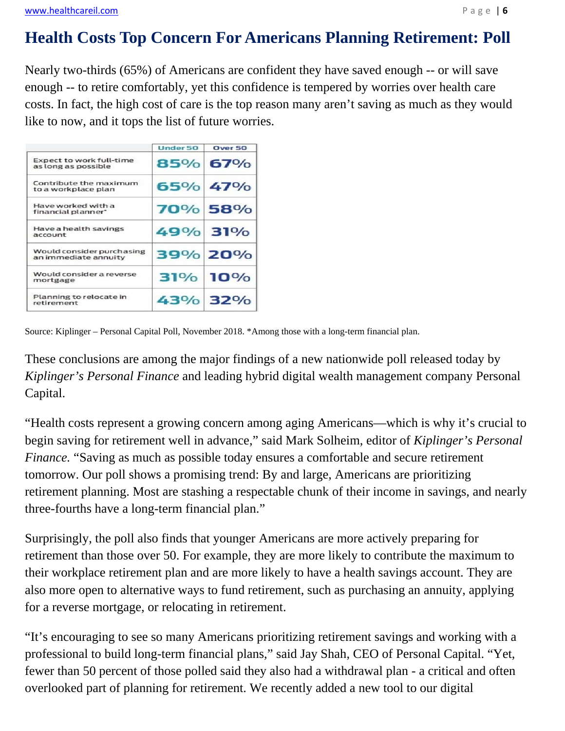# Health Costs Top Concern For Americans Planning Retirement: Poll

Nearly two-thirds (65%) of Americans are confident they have saved enough -- or will save enough -- to retire comfortably, yet this confidence is tempered by worries over health care costs. In fact, the high cost of care is the top reason many aren't saving as much as they would like to now, and it tops the list of future worries.

| | Under 50 | Over 50 |
|---|---|---|
| Expect to work full-time as long as possible | 85% | 67% |
| Contribute the maximum to a workplace plan | 65% | 47% |
| Have worked with a financial planner* | 70% | 58% |
| Have a health savings account | 49% | 31% |
| Would consider purchasing an immediate annuity | 39% | 20% |
| Would consider a reverse mortgage | 31% | 10% |
| Planning to relocate in retirement | 43% | 32% |

Source: Kiplinger – Personal Capital Poll, November 2018. *Among those with a long-term financial plan.

These conclusions are among the major findings of a new nationwide poll released today by *Kiplinger's Personal Finance* and leading hybrid digital wealth management company Personal Capital.

"Health costs represent a growing concern among aging Americans—which is why it's crucial to begin saving for retirement well in advance," said Mark Solheim, editor of *Kiplinger's Personal Finance.* "Saving as much as possible today ensures a comfortable and secure retirement tomorrow. Our poll shows a promising trend: By and large, Americans are prioritizing retirement planning. Most are stashing a respectable chunk of their income in savings, and nearly three-fourths have a long-term financial plan."

Surprisingly, the poll also finds that younger Americans are more actively preparing for retirement than those over 50. For example, they are more likely to contribute the maximum to their workplace retirement plan and are more likely to have a health savings account. They are also more open to alternative ways to fund retirement, such as purchasing an annuity, applying for a reverse mortgage, or relocating in retirement.

"It's encouraging to see so many Americans prioritizing retirement savings and working with a professional to build long-term financial plans," said Jay Shah, CEO of Personal Capital. "Yet, fewer than 50 percent of those polled said they also had a withdrawal plan - a critical and often overlooked part of planning for retirement. We recently added a new tool to our digital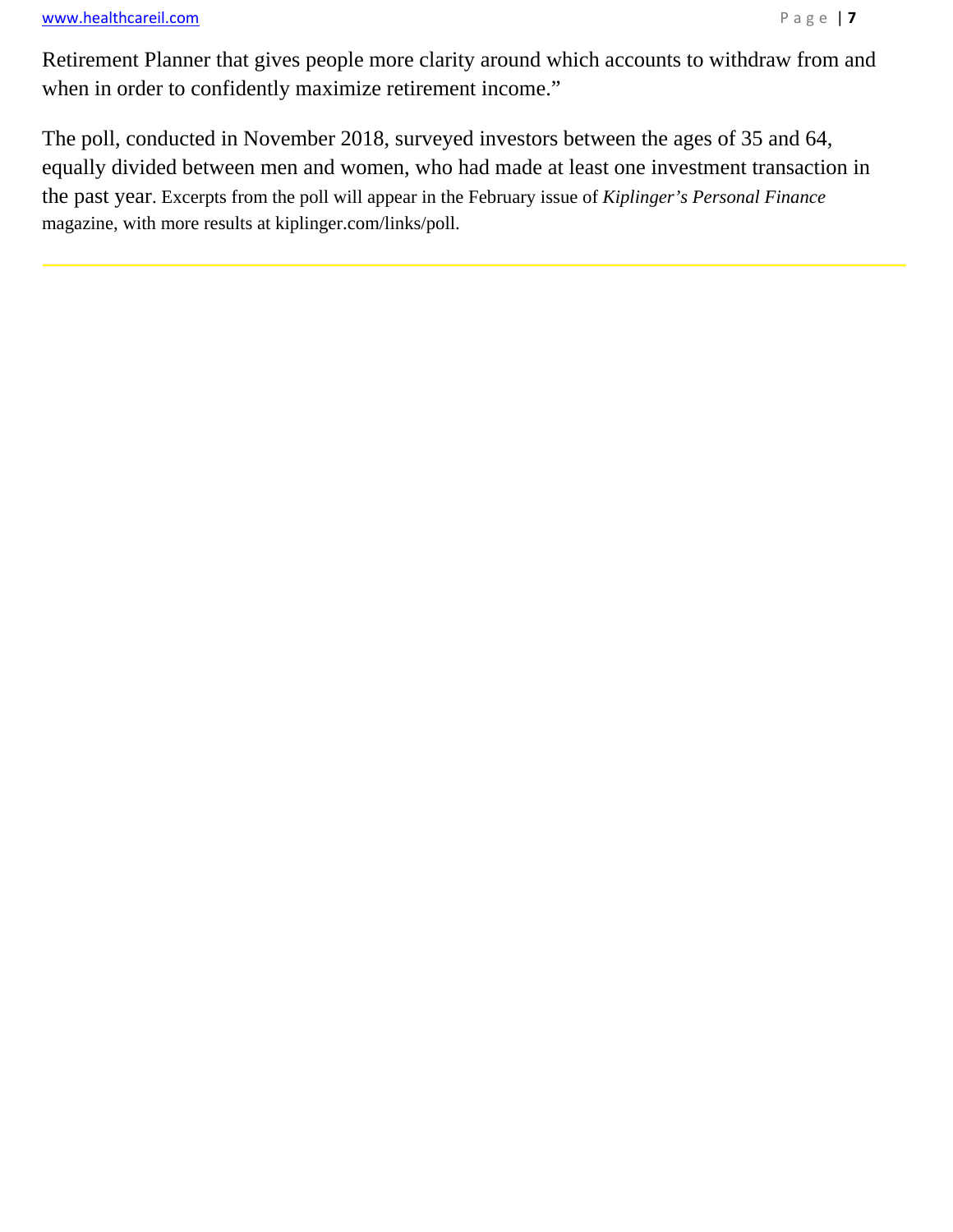Retirement Planner that gives people more clarity around which accounts to withdraw from and when in order to confidently maximize retirement income."

The poll, conducted in November 2018, surveyed investors between the ages of 35 and 64, equally divided between men and women, who had made at least one investment transaction in the past year. Excerpts from the poll will appear in the February issue of *Kiplinger's Personal Finance* magazine, with more results at kiplinger.com/links/poll.

---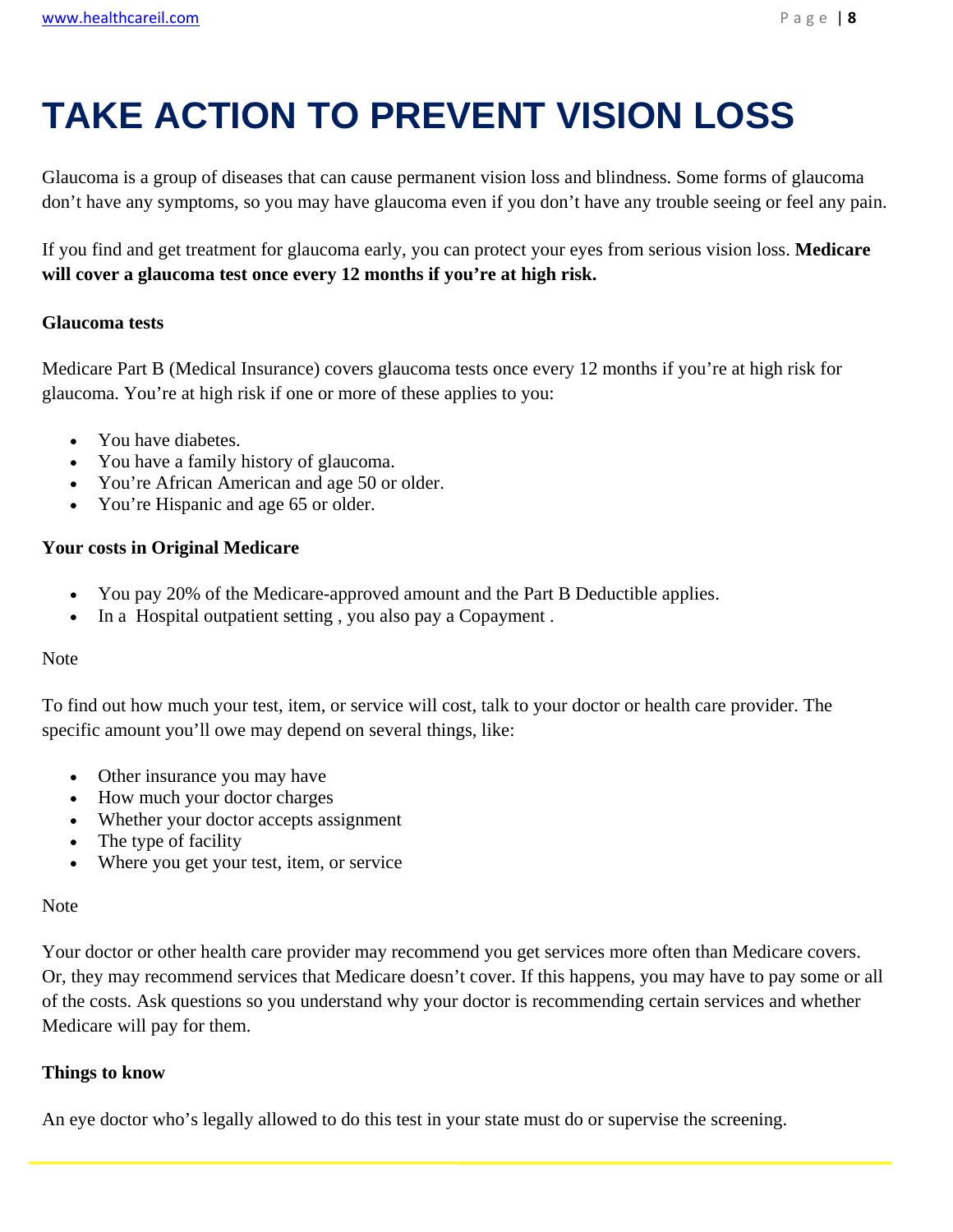# TAKE ACTION TO PREVENT VISION LOSS

Glaucoma is a group of diseases that can cause permanent vision loss and blindness. Some forms of glaucoma don't have any symptoms, so you may have glaucoma even if you don't have any trouble seeing or feel any pain.

If you find and get treatment for glaucoma early, you can protect your eyes from serious vision loss. **Medicare will cover a glaucoma test once every 12 months if you're at high risk.**

**Glaucoma tests**

Medicare Part B (Medical Insurance) covers glaucoma tests once every 12 months if you're at high risk for glaucoma. You're at high risk if one or more of these applies to you:

- You have diabetes.
- You have a family history of glaucoma.
- You're African American and age 50 or older.
- You're Hispanic and age 65 or older.

**Your costs in Original Medicare**

- You pay 20% of the Medicare-approved amount and the Part B Deductible applies.
- In a Hospital outpatient setting , you also pay a Copayment .

Note

To find out how much your test, item, or service will cost, talk to your doctor or health care provider. The specific amount you'll owe may depend on several things, like:

- Other insurance you may have
- How much your doctor charges
- Whether your doctor accepts assignment
- The type of facility
- Where you get your test, item, or service

Note

Your doctor or other health care provider may recommend you get services more often than Medicare covers. Or, they may recommend services that Medicare doesn't cover. If this happens, you may have to pay some or all of the costs. Ask questions so you understand why your doctor is recommending certain services and whether Medicare will pay for them.

**Things to know**

An eye doctor who's legally allowed to do this test in your state must do or supervise the screening.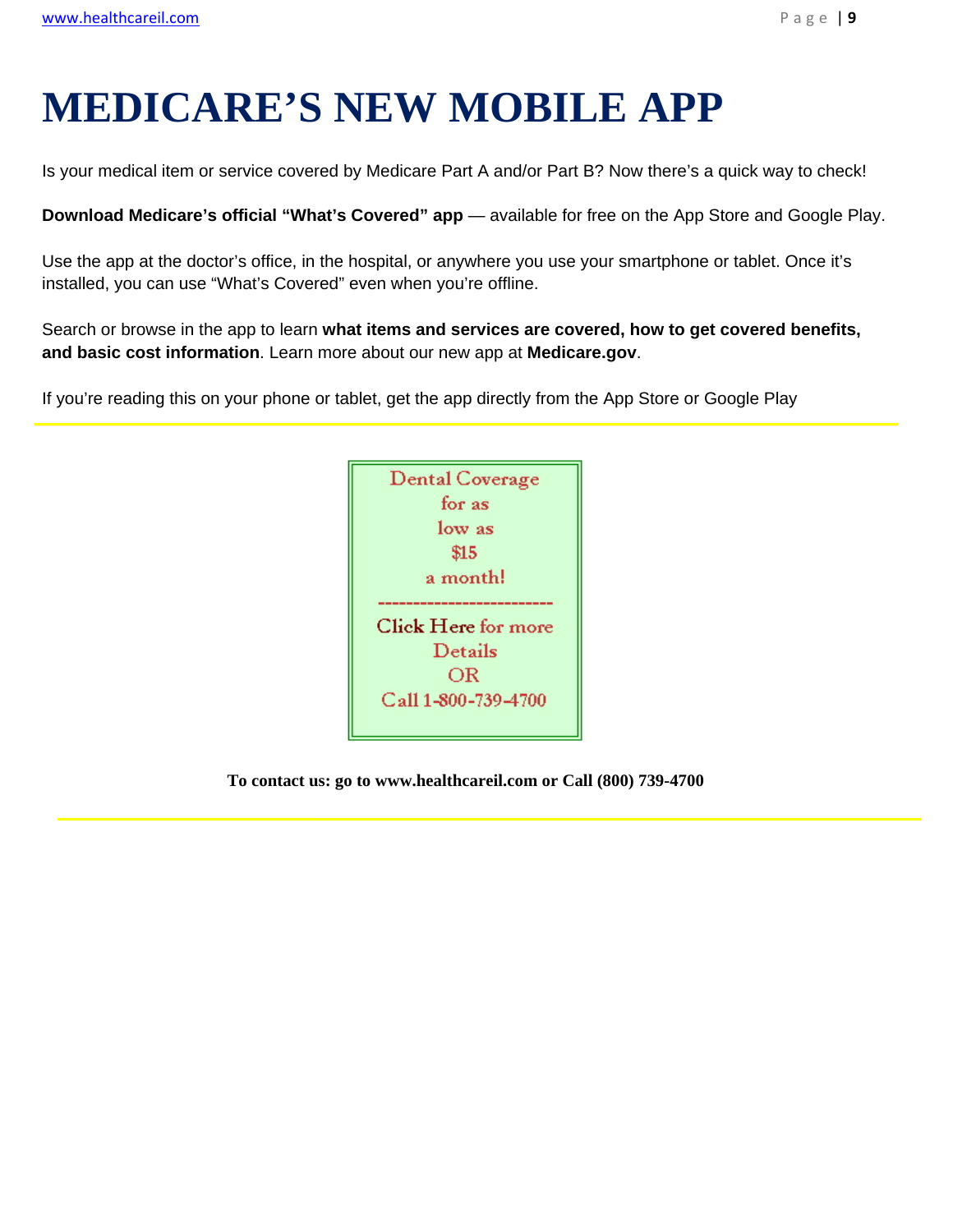# MEDICARE'S NEW MOBILE APP

Is your medical item or service covered by Medicare Part A and/or Part B? Now there's a quick way to check!

**Download Medicare's official "What's Covered" app** — available for free on the App Store and Google Play.

Use the app at the doctor's office, in the hospital, or anywhere you use your smartphone or tablet. Once it's installed, you can use "What's Covered" even when you're offline.

Search or browse in the app to learn **what items and services are covered, how to get covered benefits, and basic cost information**. Learn more about our new app at **Medicare.gov**.

If you're reading this on your phone or tablet, get the app directly from the App Store or Google Play

---

Dental Coverage
for as
low as
$15
a month!

Click Here for more
Details
OR
Call 1-800-739-4700

**To contact us: go to www.healthcareil.com or Call (800) 739-4700**

---